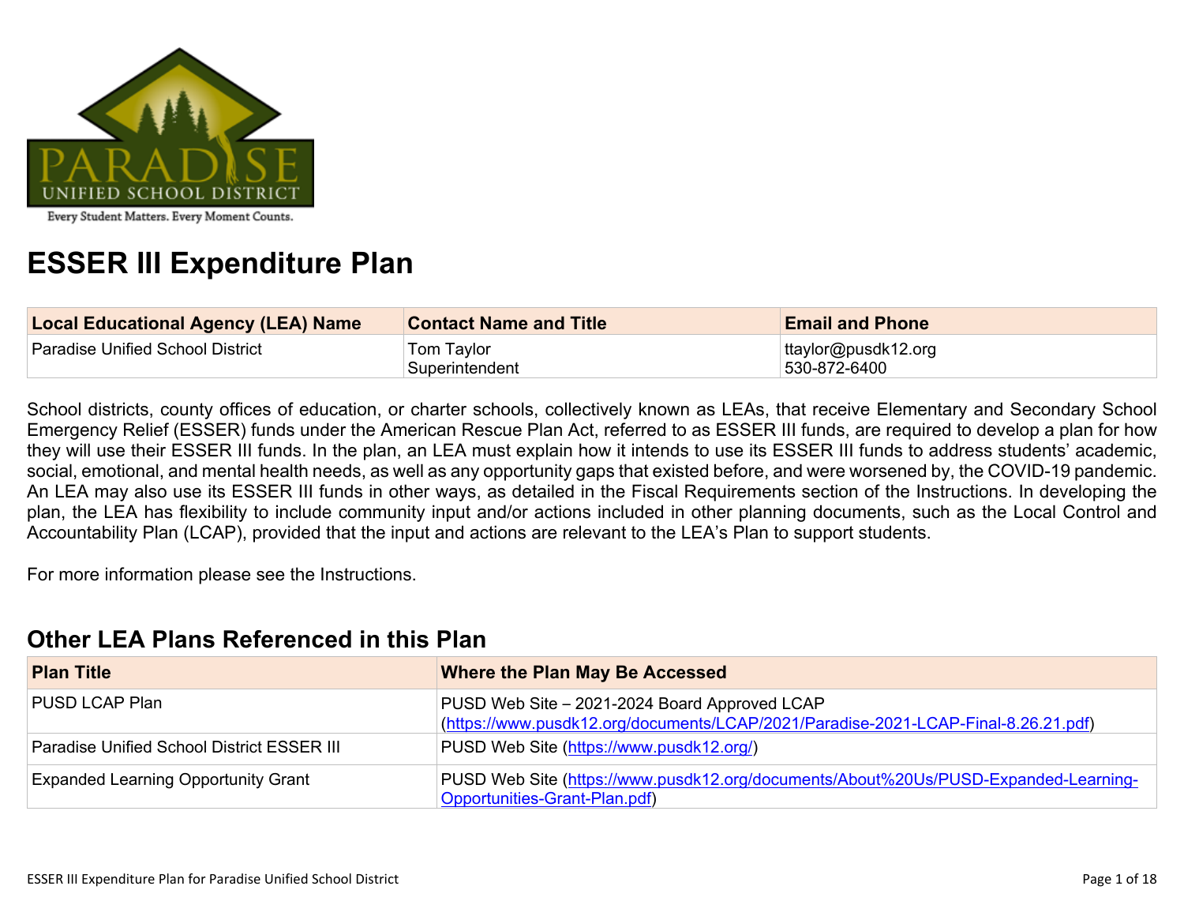# ESSER III Expenditure Plan

| Local Educational Agency (LEA) Name | Contact Name and Title | Email and Phone |
| --- | --- | --- |
| Paradise Unified School District | Tom Taylor<br>Superintendent | ttaylor@pusdk12.org<br>530-872-6400 |

School districts, county offices of education, or charter schools, collectively known as LEAs, that receive Elementary and Secondary School Emergency Relief (ESSER) funds under the American Rescue Plan Act, referred to as ESSER III funds, are required to develop a plan for how they will use their ESSER III funds. In the plan, an LEA must explain how it intends to use its ESSER III funds to address students' academic, social, emotional, and mental health needs, as well as any opportunity gaps that existed before, and were worsened by, the COVID-19 pandemic. An LEA may also use its ESSER III funds in other ways, as detailed in the Fiscal Requirements section of the Instructions. In developing the plan, the LEA has flexibility to include community input and/or actions included in other planning documents, such as the Local Control and Accountability Plan (LCAP), provided that the input and actions are relevant to the LEA's Plan to support students.

For more information please see the Instructions.

## Other LEA Plans Referenced in this Plan

| Plan Title | Where the Plan May Be Accessed |
| --- | --- |
| PUSD LCAP Plan | PUSD Web Site – 2021-2024 Board Approved LCAP (https://www.pusdk12.org/documents/LCAP/2021/Paradise-2021-LCAP-Final-8.26.21.pdf) |
| Paradise Unified School District ESSER III | PUSD Web Site (https://www.pusdk12.org/) |
| Expanded Learning Opportunity Grant | PUSD Web Site (https://www.pusdk12.org/documents/About%20Us/PUSD-Expanded-Learning-Opportunities-Grant-Plan.pdf) |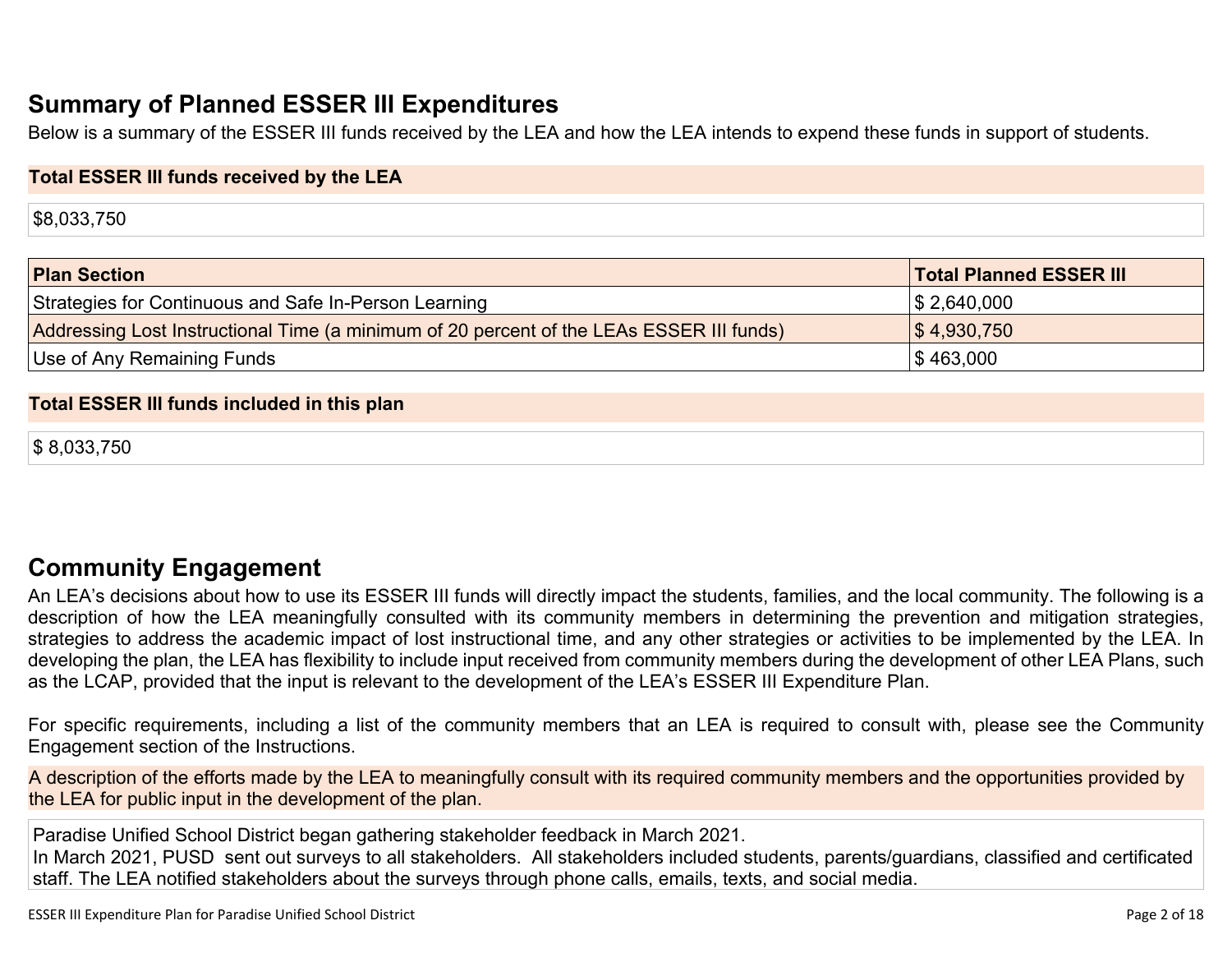## Summary of Planned ESSER III Expenditures

Below is a summary of the ESSER III funds received by the LEA and how the LEA intends to expend these funds in support of students.

**Total ESSER III funds received by the LEA**

$8,033,750

| Plan Section | Total Planned ESSER III |
|---|---|
| Strategies for Continuous and Safe In-Person Learning | $ 2,640,000 |
| Addressing Lost Instructional Time (a minimum of 20 percent of the LEAs ESSER III funds) | $ 4,930,750 |
| Use of Any Remaining Funds | $ 463,000 |

**Total ESSER III funds included in this plan**

$ 8,033,750

## Community Engagement

An LEA's decisions about how to use its ESSER III funds will directly impact the students, families, and the local community. The following is a description of how the LEA meaningfully consulted with its community members in determining the prevention and mitigation strategies, strategies to address the academic impact of lost instructional time, and any other strategies or activities to be implemented by the LEA. In developing the plan, the LEA has flexibility to include input received from community members during the development of other LEA Plans, such as the LCAP, provided that the input is relevant to the development of the LEA's ESSER III Expenditure Plan.

For specific requirements, including a list of the community members that an LEA is required to consult with, please see the Community Engagement section of the Instructions.

A description of the efforts made by the LEA to meaningfully consult with its required community members and the opportunities provided by the LEA for public input in the development of the plan.

Paradise Unified School District began gathering stakeholder feedback in March 2021.
In March 2021, PUSD sent out surveys to all stakeholders. All stakeholders included students, parents/guardians, classified and certificated staff. The LEA notified stakeholders about the surveys through phone calls, emails, texts, and social media.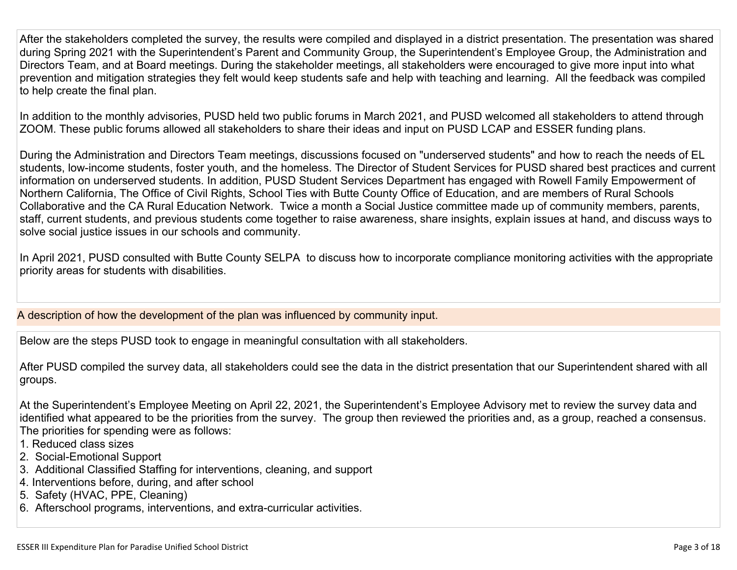After the stakeholders completed the survey, the results were compiled and displayed in a district presentation. The presentation was shared during Spring 2021 with the Superintendent's Parent and Community Group, the Superintendent's Employee Group, the Administration and Directors Team, and at Board meetings. During the stakeholder meetings, all stakeholders were encouraged to give more input into what prevention and mitigation strategies they felt would keep students safe and help with teaching and learning. All the feedback was compiled to help create the final plan.

In addition to the monthly advisories, PUSD held two public forums in March 2021, and PUSD welcomed all stakeholders to attend through ZOOM. These public forums allowed all stakeholders to share their ideas and input on PUSD LCAP and ESSER funding plans.

During the Administration and Directors Team meetings, discussions focused on "underserved students" and how to reach the needs of EL students, low-income students, foster youth, and the homeless. The Director of Student Services for PUSD shared best practices and current information on underserved students. In addition, PUSD Student Services Department has engaged with Rowell Family Empowerment of Northern California, The Office of Civil Rights, School Ties with Butte County Office of Education, and are members of Rural Schools Collaborative and the CA Rural Education Network. Twice a month a Social Justice committee made up of community members, parents, staff, current students, and previous students come together to raise awareness, share insights, explain issues at hand, and discuss ways to solve social justice issues in our schools and community.

In April 2021, PUSD consulted with Butte County SELPA to discuss how to incorporate compliance monitoring activities with the appropriate priority areas for students with disabilities.

## A description of how the development of the plan was influenced by community input.

Below are the steps PUSD took to engage in meaningful consultation with all stakeholders.

After PUSD compiled the survey data, all stakeholders could see the data in the district presentation that our Superintendent shared with all groups.

At the Superintendent's Employee Meeting on April 22, 2021, the Superintendent's Employee Advisory met to review the survey data and identified what appeared to be the priorities from the survey. The group then reviewed the priorities and, as a group, reached a consensus. The priorities for spending were as follows:

1. Reduced class sizes
2. Social-Emotional Support
3. Additional Classified Staffing for interventions, cleaning, and support
4. Interventions before, during, and after school
5. Safety (HVAC, PPE, Cleaning)
6. Afterschool programs, interventions, and extra-curricular activities.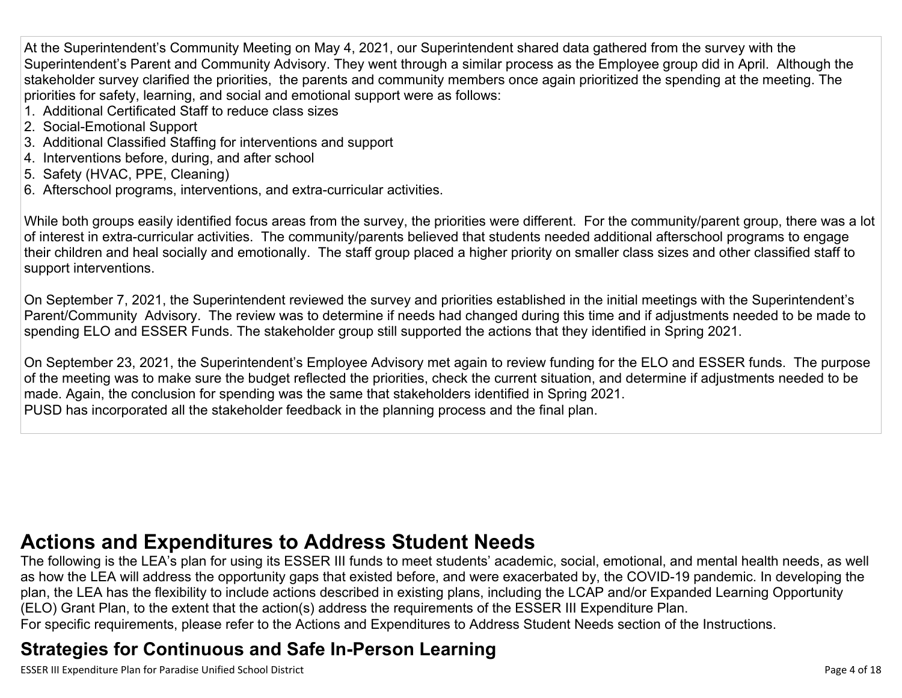At the Superintendent's Community Meeting on May 4, 2021, our Superintendent shared data gathered from the survey with the Superintendent's Parent and Community Advisory. They went through a similar process as the Employee group did in April. Although the stakeholder survey clarified the priorities, the parents and community members once again prioritized the spending at the meeting. The priorities for safety, learning, and social and emotional support were as follows:

1. Additional Certificated Staff to reduce class sizes
2. Social-Emotional Support
3. Additional Classified Staffing for interventions and support
4. Interventions before, during, and after school
5. Safety (HVAC, PPE, Cleaning)
6. Afterschool programs, interventions, and extra-curricular activities.

While both groups easily identified focus areas from the survey, the priorities were different. For the community/parent group, there was a lot of interest in extra-curricular activities. The community/parents believed that students needed additional afterschool programs to engage their children and heal socially and emotionally. The staff group placed a higher priority on smaller class sizes and other classified staff to support interventions.

On September 7, 2021, the Superintendent reviewed the survey and priorities established in the initial meetings with the Superintendent's Parent/Community Advisory. The review was to determine if needs had changed during this time and if adjustments needed to be made to spending ELO and ESSER Funds. The stakeholder group still supported the actions that they identified in Spring 2021.

On September 23, 2021, the Superintendent's Employee Advisory met again to review funding for the ELO and ESSER funds. The purpose of the meeting was to make sure the budget reflected the priorities, check the current situation, and determine if adjustments needed to be made. Again, the conclusion for spending was the same that stakeholders identified in Spring 2021.
PUSD has incorporated all the stakeholder feedback in the planning process and the final plan.

# Actions and Expenditures to Address Student Needs

The following is the LEA's plan for using its ESSER III funds to meet students' academic, social, emotional, and mental health needs, as well as how the LEA will address the opportunity gaps that existed before, and were exacerbated by, the COVID-19 pandemic. In developing the plan, the LEA has the flexibility to include actions described in existing plans, including the LCAP and/or Expanded Learning Opportunity (ELO) Grant Plan, to the extent that the action(s) address the requirements of the ESSER III Expenditure Plan.
For specific requirements, please refer to the Actions and Expenditures to Address Student Needs section of the Instructions.

## Strategies for Continuous and Safe In-Person Learning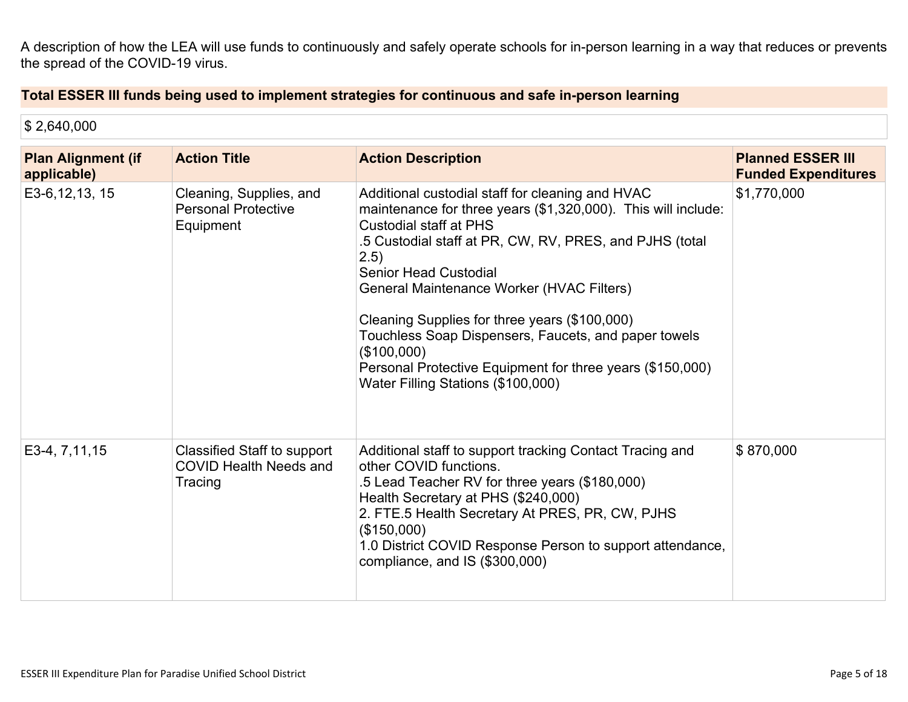A description of how the LEA will use funds to continuously and safely operate schools for in-person learning in a way that reduces or prevents the spread of the COVID-19 virus.

**Total ESSER III funds being used to implement strategies for continuous and safe in-person learning**

$ 2,640,000

| Plan Alignment (if applicable) | Action Title | Action Description | Planned ESSER III Funded Expenditures |
|---|---|---|---|
| E3-6,12,13, 15 | Cleaning, Supplies, and Personal Protective Equipment | Additional custodial staff for cleaning and HVAC maintenance for three years ($1,320,000). This will include:<br>Custodial staff at PHS<br>.5 Custodial staff at PR, CW, RV, PRES, and PJHS (total 2.5)<br>Senior Head Custodial<br>General Maintenance Worker (HVAC Filters)<br><br>Cleaning Supplies for three years ($100,000)<br>Touchless Soap Dispensers, Faucets, and paper towels ($100,000)<br>Personal Protective Equipment for three years ($150,000)<br>Water Filling Stations ($100,000) | $1,770,000 |
| E3-4, 7,11,15 | Classified Staff to support COVID Health Needs and Tracing | Additional staff to support tracking Contact Tracing and other COVID functions.<br>.5 Lead Teacher RV for three years ($180,000)<br>Health Secretary at PHS ($240,000)<br>2. FTE.5 Health Secretary At PRES, PR, CW, PJHS ($150,000)<br>1.0 District COVID Response Person to support attendance, compliance, and IS ($300,000) | $ 870,000 |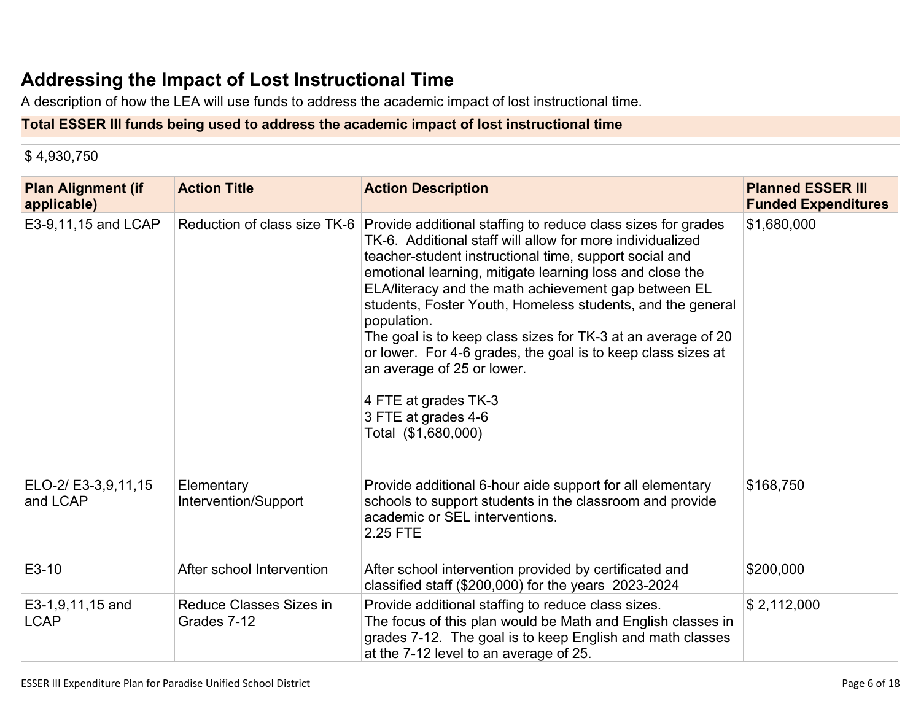## Addressing the Impact of Lost Instructional Time

A description of how the LEA will use funds to address the academic impact of lost instructional time.

**Total ESSER III funds being used to address the academic impact of lost instructional time**

$ 4,930,750

| Plan Alignment (if applicable) | Action Title | Action Description | Planned ESSER III Funded Expenditures |
|---|---|---|---|
| E3-9,11,15 and LCAP | Reduction of class size TK-6 | Provide additional staffing to reduce class sizes for grades TK-6. Additional staff will allow for more individualized teacher-student instructional time, support social and emotional learning, mitigate learning loss and close the ELA/literacy and the math achievement gap between EL students, Foster Youth, Homeless students, and the general population.<br>The goal is to keep class sizes for TK-3 at an average of 20 or lower. For 4-6 grades, the goal is to keep class sizes at an average of 25 or lower.<br><br>4 FTE at grades TK-3<br>3 FTE at grades 4-6<br>Total ($1,680,000) | $1,680,000 |
| ELO-2/ E3-3,9,11,15 and LCAP | Elementary Intervention/Support | Provide additional 6-hour aide support for all elementary schools to support students in the classroom and provide academic or SEL interventions.<br>2.25 FTE | $168,750 |
| E3-10 | After school Intervention | After school intervention provided by certificated and classified staff ($200,000) for the years 2023-2024 | $200,000 |
| E3-1,9,11,15 and LCAP | Reduce Classes Sizes in Grades 7-12 | Provide additional staffing to reduce class sizes.<br>The focus of this plan would be Math and English classes in grades 7-12. The goal is to keep English and math classes at the 7-12 level to an average of 25. | $ 2,112,000 |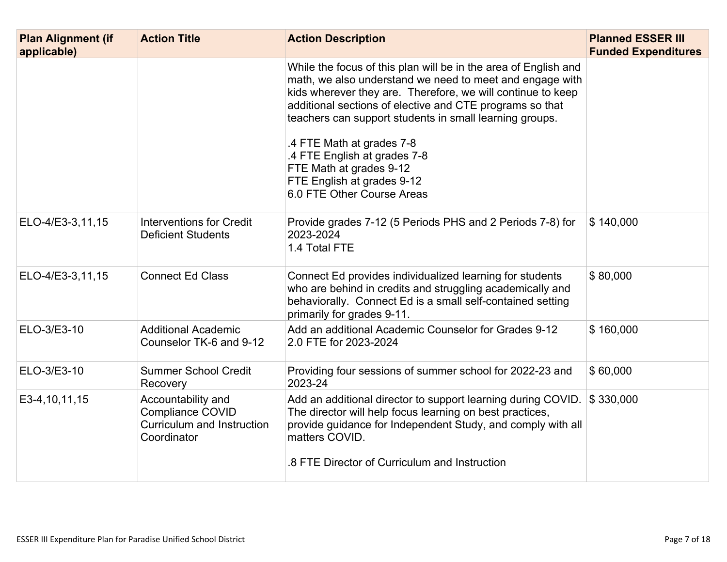| Plan Alignment (if applicable) | Action Title | Action Description | Planned ESSER III Funded Expenditures |
|---|---|---|---|
| | | While the focus of this plan will be in the area of English and math, we also understand we need to meet and engage with kids wherever they are. Therefore, we will continue to keep additional sections of elective and CTE programs so that teachers can support students in small learning groups.<br><br>.4 FTE Math at grades 7-8<br>.4 FTE English at grades 7-8<br>FTE Math at grades 9-12<br>FTE English at grades 9-12<br>6.0 FTE Other Course Areas | |
| ELO-4/E3-3,11,15 | Interventions for Credit Deficient Students | Provide grades 7-12 (5 Periods PHS and 2 Periods 7-8) for 2023-2024<br>1.4 Total FTE | $ 140,000 |
| ELO-4/E3-3,11,15 | Connect Ed Class | Connect Ed provides individualized learning for students who are behind in credits and struggling academically and behaviorally. Connect Ed is a small self-contained setting primarily for grades 9-11. | $ 80,000 |
| ELO-3/E3-10 | Additional Academic Counselor TK-6 and 9-12 | Add an additional Academic Counselor for Grades 9-12<br>2.0 FTE for 2023-2024 | $ 160,000 |
| ELO-3/E3-10 | Summer School Credit Recovery | Providing four sessions of summer school for 2022-23 and 2023-24 | $ 60,000 |
| E3-4,10,11,15 | Accountability and Compliance COVID Curriculum and Instruction Coordinator | Add an additional director to support learning during COVID. The director will help focus learning on best practices, provide guidance for Independent Study, and comply with all matters COVID.<br><br>.8 FTE Director of Curriculum and Instruction | $ 330,000 |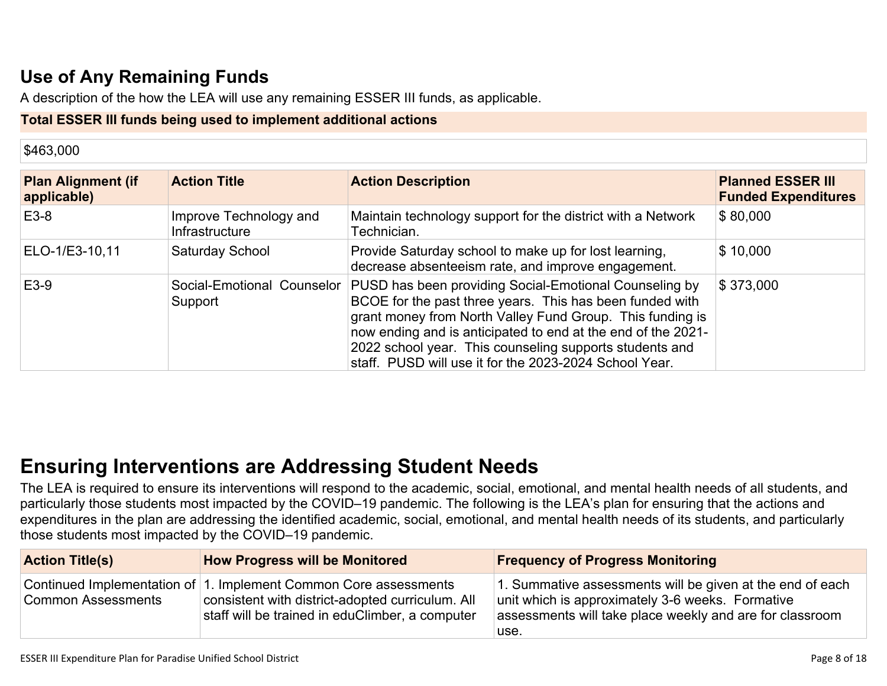## Use of Any Remaining Funds

A description of the how the LEA will use any remaining ESSER III funds, as applicable.

**Total ESSER III funds being used to implement additional actions**

$463,000

| Plan Alignment (if applicable) | Action Title | Action Description | Planned ESSER III Funded Expenditures |
|---|---|---|---|
| E3-8 | Improve Technology and Infrastructure | Maintain technology support for the district with a Network Technician. | $ 80,000 |
| ELO-1/E3-10,11 | Saturday School | Provide Saturday school to make up for lost learning, decrease absenteeism rate, and improve engagement. | $ 10,000 |
| E3-9 | Social-Emotional Counselor Support | PUSD has been providing Social-Emotional Counseling by BCOE for the past three years. This has been funded with grant money from North Valley Fund Group. This funding is now ending and is anticipated to end at the end of the 2021-2022 school year. This counseling supports students and staff. PUSD will use it for the 2023-2024 School Year. | $ 373,000 |

# Ensuring Interventions are Addressing Student Needs

The LEA is required to ensure its interventions will respond to the academic, social, emotional, and mental health needs of all students, and particularly those students most impacted by the COVID–19 pandemic. The following is the LEA's plan for ensuring that the actions and expenditures in the plan are addressing the identified academic, social, emotional, and mental health needs of its students, and particularly those students most impacted by the COVID–19 pandemic.

| Action Title(s) | How Progress will be Monitored | Frequency of Progress Monitoring |
|---|---|---|
| Continued Implementation of Common Assessments | 1. Implement Common Core assessments consistent with district-adopted curriculum. All staff will be trained in eduClimber, a computer | 1. Summative assessments will be given at the end of each unit which is approximately 3-6 weeks. Formative assessments will take place weekly and are for classroom use. |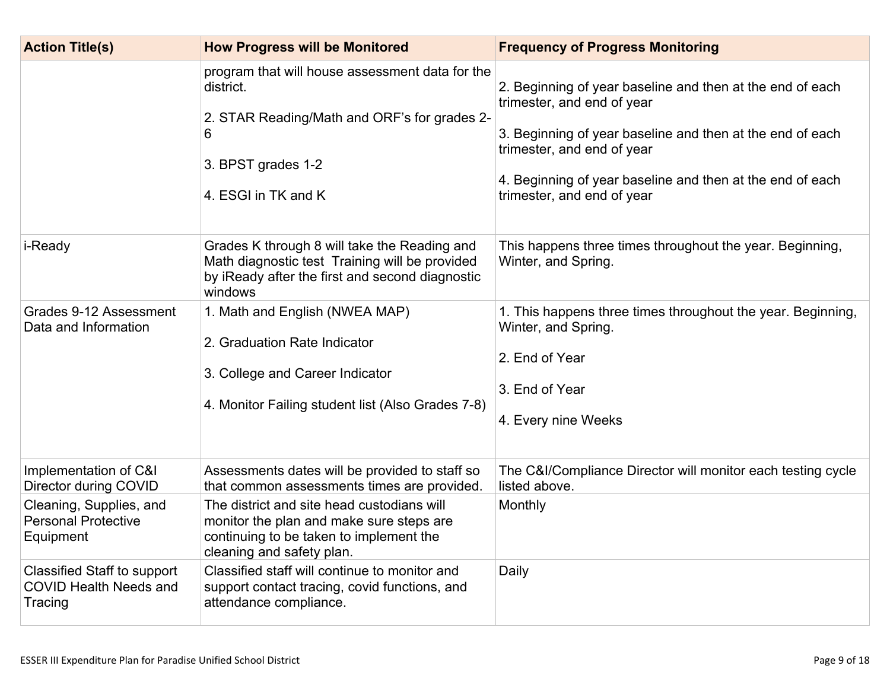| Action Title(s) | How Progress will be Monitored | Frequency of Progress Monitoring |
|---|---|---|
| | program that will house assessment data for the district.<br><br>2. STAR Reading/Math and ORF's for grades 2-6<br><br>3. BPST grades 1-2<br><br>4. ESGI in TK and K | 2. Beginning of year baseline and then at the end of each trimester, and end of year<br><br>3. Beginning of year baseline and then at the end of each trimester, and end of year<br><br>4. Beginning of year baseline and then at the end of each trimester, and end of year |
| i-Ready | Grades K through 8 will take the Reading and Math diagnostic test Training will be provided by iReady after the first and second diagnostic windows | This happens three times throughout the year. Beginning, Winter, and Spring. |
| Grades 9-12 Assessment Data and Information | 1. Math and English (NWEA MAP)<br><br>2. Graduation Rate Indicator<br><br>3. College and Career Indicator<br><br>4. Monitor Failing student list (Also Grades 7-8) | 1. This happens three times throughout the year. Beginning, Winter, and Spring.<br><br>2. End of Year<br><br>3. End of Year<br><br>4. Every nine Weeks |
| Implementation of C&I Director during COVID | Assessments dates will be provided to staff so that common assessments times are provided. | The C&I/Compliance Director will monitor each testing cycle listed above. |
| Cleaning, Supplies, and Personal Protective Equipment | The district and site head custodians will monitor the plan and make sure steps are continuing to be taken to implement the cleaning and safety plan. | Monthly |
| Classified Staff to support COVID Health Needs and Tracing | Classified staff will continue to monitor and support contact tracing, covid functions, and attendance compliance. | Daily |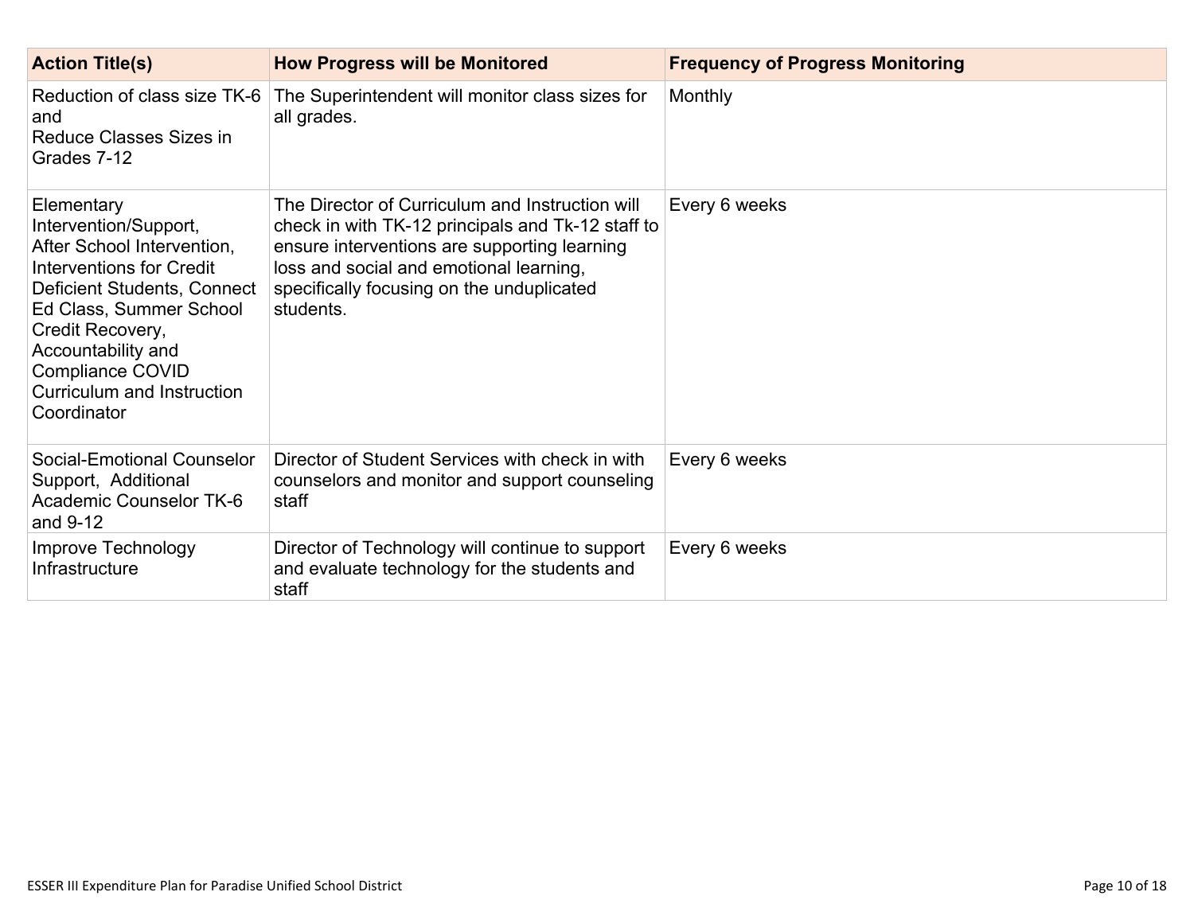| Action Title(s) | How Progress will be Monitored | Frequency of Progress Monitoring |
|---|---|---|
| Reduction of class size TK-6 and Reduce Classes Sizes in Grades 7-12 | The Superintendent will monitor class sizes for all grades. | Monthly |
| Elementary Intervention/Support, After School Intervention, Interventions for Credit Deficient Students, Connect Ed Class, Summer School Credit Recovery, Accountability and Compliance COVID Curriculum and Instruction Coordinator | The Director of Curriculum and Instruction will check in with TK-12 principals and Tk-12 staff to ensure interventions are supporting learning loss and social and emotional learning, specifically focusing on the unduplicated students. | Every 6 weeks |
| Social-Emotional Counselor Support, Additional Academic Counselor TK-6 and 9-12 | Director of Student Services with check in with counselors and monitor and support counseling staff | Every 6 weeks |
| Improve Technology Infrastructure | Director of Technology will continue to support and evaluate technology for the students and staff | Every 6 weeks |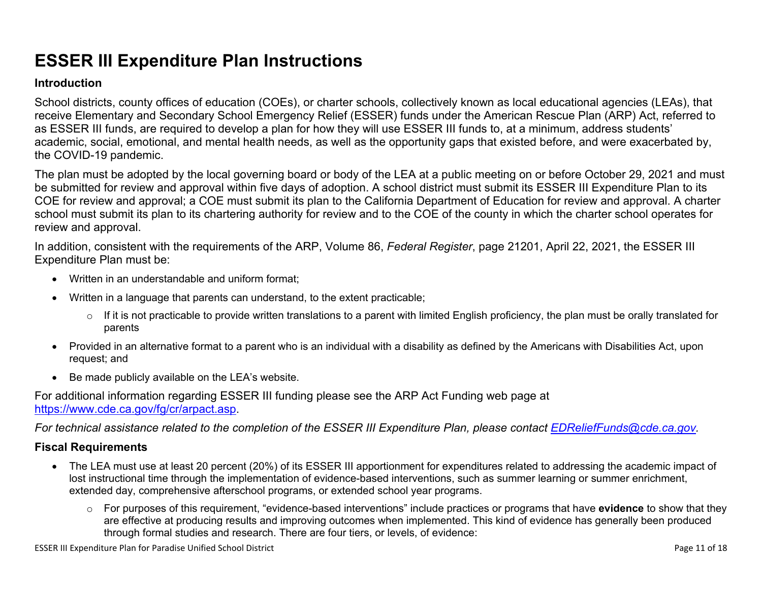# ESSER III Expenditure Plan Instructions

### Introduction

School districts, county offices of education (COEs), or charter schools, collectively known as local educational agencies (LEAs), that receive Elementary and Secondary School Emergency Relief (ESSER) funds under the American Rescue Plan (ARP) Act, referred to as ESSER III funds, are required to develop a plan for how they will use ESSER III funds to, at a minimum, address students' academic, social, emotional, and mental health needs, as well as the opportunity gaps that existed before, and were exacerbated by, the COVID-19 pandemic.

The plan must be adopted by the local governing board or body of the LEA at a public meeting on or before October 29, 2021 and must be submitted for review and approval within five days of adoption. A school district must submit its ESSER III Expenditure Plan to its COE for review and approval; a COE must submit its plan to the California Department of Education for review and approval. A charter school must submit its plan to its chartering authority for review and to the COE of the county in which the charter school operates for review and approval.

In addition, consistent with the requirements of the ARP, Volume 86, *Federal Register*, page 21201, April 22, 2021, the ESSER III Expenditure Plan must be:

- Written in an understandable and uniform format;
- Written in a language that parents can understand, to the extent practicable;
  - If it is not practicable to provide written translations to a parent with limited English proficiency, the plan must be orally translated for parents
- Provided in an alternative format to a parent who is an individual with a disability as defined by the Americans with Disabilities Act, upon request; and
- Be made publicly available on the LEA's website.

For additional information regarding ESSER III funding please see the ARP Act Funding web page at [https://www.cde.ca.gov/fg/cr/arpact.asp](https://www.cde.ca.gov/fg/cr/arpact.asp).

*For technical assistance related to the completion of the ESSER III Expenditure Plan, please contact [EDReliefFunds@cde.ca.gov](mailto:EDReliefFunds@cde.ca.gov).*

### Fiscal Requirements

- The LEA must use at least 20 percent (20%) of its ESSER III apportionment for expenditures related to addressing the academic impact of lost instructional time through the implementation of evidence-based interventions, such as summer learning or summer enrichment, extended day, comprehensive afterschool programs, or extended school year programs.
  - For purposes of this requirement, "evidence-based interventions" include practices or programs that have **evidence** to show that they are effective at producing results and improving outcomes when implemented. This kind of evidence has generally been produced through formal studies and research. There are four tiers, or levels, of evidence: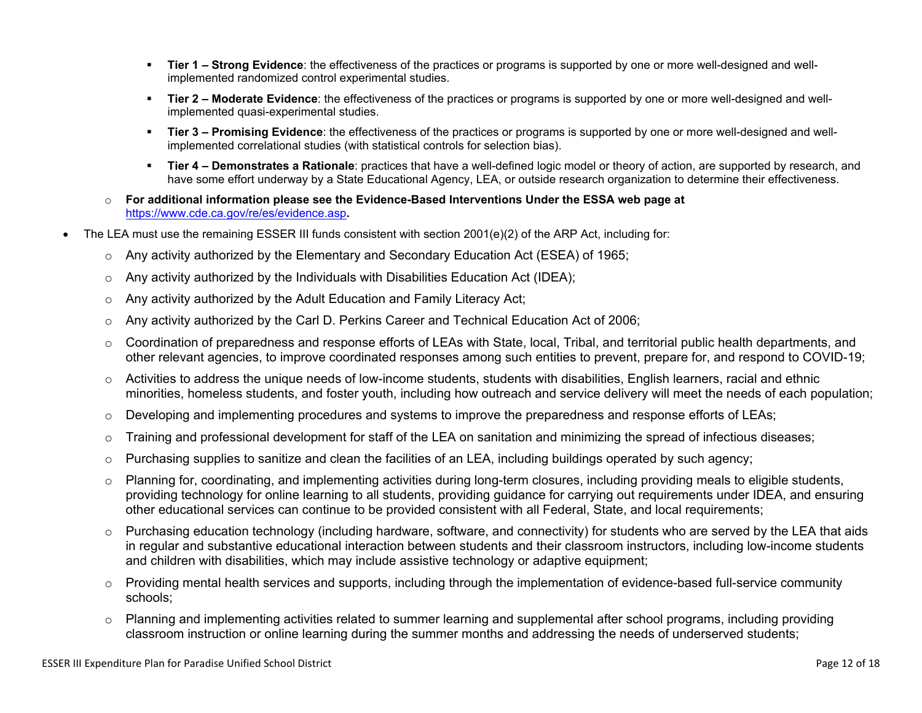- **Tier 1 – Strong Evidence**: the effectiveness of the practices or programs is supported by one or more well-designed and well-implemented randomized control experimental studies.
    - **Tier 2 – Moderate Evidence**: the effectiveness of the practices or programs is supported by one or more well-designed and well-implemented quasi-experimental studies.
    - **Tier 3 – Promising Evidence**: the effectiveness of the practices or programs is supported by one or more well-designed and well-implemented correlational studies (with statistical controls for selection bias).
    - **Tier 4 – Demonstrates a Rationale**: practices that have a well-defined logic model or theory of action, are supported by research, and have some effort underway by a State Educational Agency, LEA, or outside research organization to determine their effectiveness.
  - **For additional information please see the Evidence-Based Interventions Under the ESSA web page at [https://www.cde.ca.gov/re/es/evidence.asp](https://www.cde.ca.gov/re/es/evidence.asp).**
- The LEA must use the remaining ESSER III funds consistent with section 2001(e)(2) of the ARP Act, including for:
  - Any activity authorized by the Elementary and Secondary Education Act (ESEA) of 1965;
  - Any activity authorized by the Individuals with Disabilities Education Act (IDEA);
  - Any activity authorized by the Adult Education and Family Literacy Act;
  - Any activity authorized by the Carl D. Perkins Career and Technical Education Act of 2006;
  - Coordination of preparedness and response efforts of LEAs with State, local, Tribal, and territorial public health departments, and other relevant agencies, to improve coordinated responses among such entities to prevent, prepare for, and respond to COVID-19;
  - Activities to address the unique needs of low-income students, students with disabilities, English learners, racial and ethnic minorities, homeless students, and foster youth, including how outreach and service delivery will meet the needs of each population;
  - Developing and implementing procedures and systems to improve the preparedness and response efforts of LEAs;
  - Training and professional development for staff of the LEA on sanitation and minimizing the spread of infectious diseases;
  - Purchasing supplies to sanitize and clean the facilities of an LEA, including buildings operated by such agency;
  - Planning for, coordinating, and implementing activities during long-term closures, including providing meals to eligible students, providing technology for online learning to all students, providing guidance for carrying out requirements under IDEA, and ensuring other educational services can continue to be provided consistent with all Federal, State, and local requirements;
  - Purchasing education technology (including hardware, software, and connectivity) for students who are served by the LEA that aids in regular and substantive educational interaction between students and their classroom instructors, including low-income students and children with disabilities, which may include assistive technology or adaptive equipment;
  - Providing mental health services and supports, including through the implementation of evidence-based full-service community schools;
  - Planning and implementing activities related to summer learning and supplemental after school programs, including providing classroom instruction or online learning during the summer months and addressing the needs of underserved students;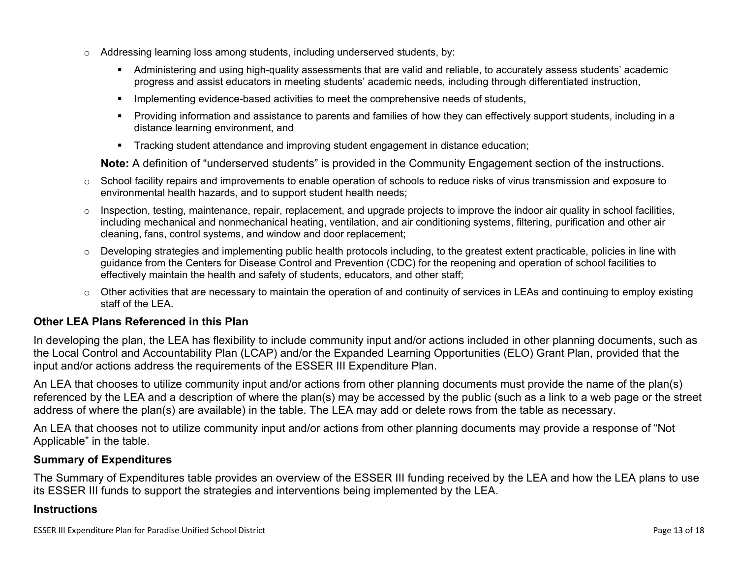- Addressing learning loss among students, including underserved students, by:
  - Administering and using high-quality assessments that are valid and reliable, to accurately assess students' academic progress and assist educators in meeting students' academic needs, including through differentiated instruction,
  - Implementing evidence-based activities to meet the comprehensive needs of students,
  - Providing information and assistance to parents and families of how they can effectively support students, including in a distance learning environment, and
  - Tracking student attendance and improving student engagement in distance education;

  **Note:** A definition of "underserved students" is provided in the Community Engagement section of the instructions.
- School facility repairs and improvements to enable operation of schools to reduce risks of virus transmission and exposure to environmental health hazards, and to support student health needs;
- Inspection, testing, maintenance, repair, replacement, and upgrade projects to improve the indoor air quality in school facilities, including mechanical and nonmechanical heating, ventilation, and air conditioning systems, filtering, purification and other air cleaning, fans, control systems, and window and door replacement;
- Developing strategies and implementing public health protocols including, to the greatest extent practicable, policies in line with guidance from the Centers for Disease Control and Prevention (CDC) for the reopening and operation of school facilities to effectively maintain the health and safety of students, educators, and other staff;
- Other activities that are necessary to maintain the operation of and continuity of services in LEAs and continuing to employ existing staff of the LEA.

### Other LEA Plans Referenced in this Plan

In developing the plan, the LEA has flexibility to include community input and/or actions included in other planning documents, such as the Local Control and Accountability Plan (LCAP) and/or the Expanded Learning Opportunities (ELO) Grant Plan, provided that the input and/or actions address the requirements of the ESSER III Expenditure Plan.

An LEA that chooses to utilize community input and/or actions from other planning documents must provide the name of the plan(s) referenced by the LEA and a description of where the plan(s) may be accessed by the public (such as a link to a web page or the street address of where the plan(s) are available) in the table. The LEA may add or delete rows from the table as necessary.

An LEA that chooses not to utilize community input and/or actions from other planning documents may provide a response of "Not Applicable" in the table.

### Summary of Expenditures

The Summary of Expenditures table provides an overview of the ESSER III funding received by the LEA and how the LEA plans to use its ESSER III funds to support the strategies and interventions being implemented by the LEA.

### Instructions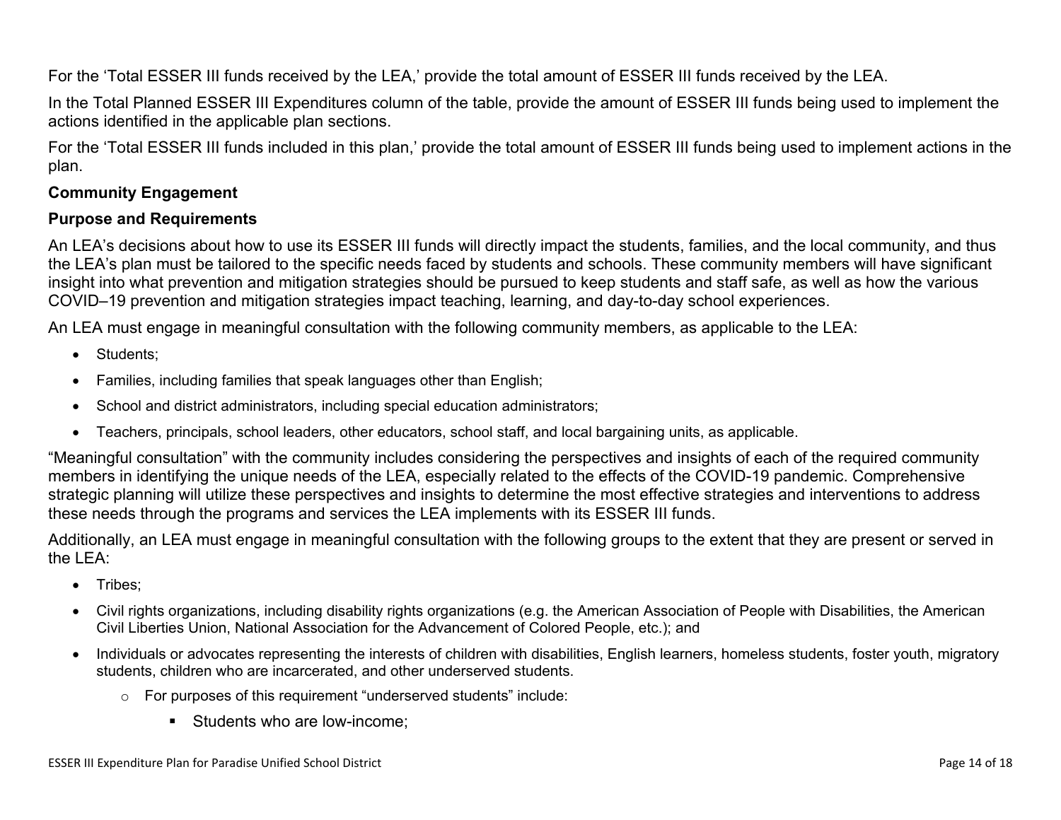For the 'Total ESSER III funds received by the LEA,' provide the total amount of ESSER III funds received by the LEA.

In the Total Planned ESSER III Expenditures column of the table, provide the amount of ESSER III funds being used to implement the actions identified in the applicable plan sections.

For the 'Total ESSER III funds included in this plan,' provide the total amount of ESSER III funds being used to implement actions in the plan.

**Community Engagement**

**Purpose and Requirements**

An LEA's decisions about how to use its ESSER III funds will directly impact the students, families, and the local community, and thus the LEA's plan must be tailored to the specific needs faced by students and schools. These community members will have significant insight into what prevention and mitigation strategies should be pursued to keep students and staff safe, as well as how the various COVID–19 prevention and mitigation strategies impact teaching, learning, and day-to-day school experiences.

An LEA must engage in meaningful consultation with the following community members, as applicable to the LEA:

- Students;
- Families, including families that speak languages other than English;
- School and district administrators, including special education administrators;
- Teachers, principals, school leaders, other educators, school staff, and local bargaining units, as applicable.

"Meaningful consultation" with the community includes considering the perspectives and insights of each of the required community members in identifying the unique needs of the LEA, especially related to the effects of the COVID-19 pandemic. Comprehensive strategic planning will utilize these perspectives and insights to determine the most effective strategies and interventions to address these needs through the programs and services the LEA implements with its ESSER III funds.

Additionally, an LEA must engage in meaningful consultation with the following groups to the extent that they are present or served in the LEA:

- Tribes;
- Civil rights organizations, including disability rights organizations (e.g. the American Association of People with Disabilities, the American Civil Liberties Union, National Association for the Advancement of Colored People, etc.); and
- Individuals or advocates representing the interests of children with disabilities, English learners, homeless students, foster youth, migratory students, children who are incarcerated, and other underserved students.
    - For purposes of this requirement "underserved students" include:
        - Students who are low-income;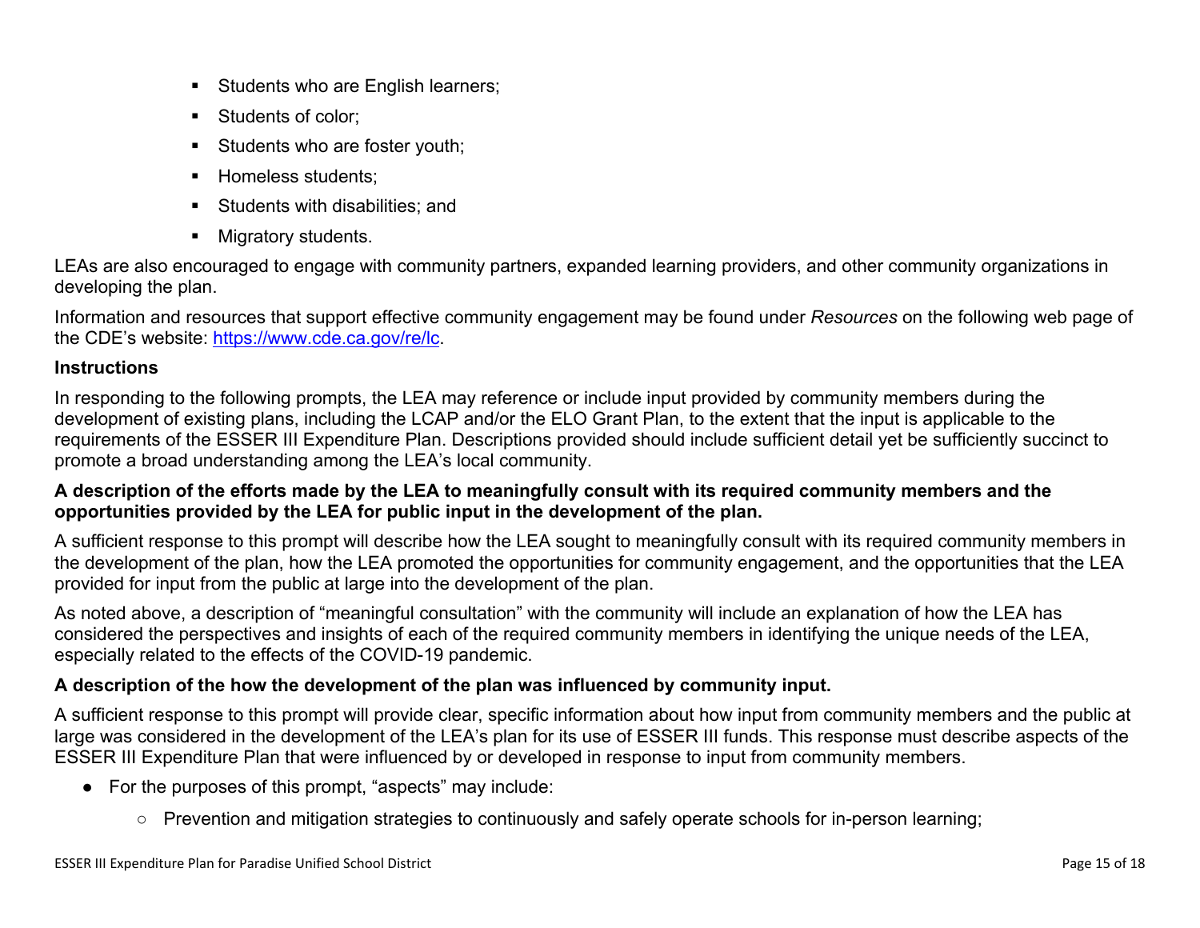- Students who are English learners;
- Students of color;
- Students who are foster youth;
- Homeless students;
- Students with disabilities; and
- Migratory students.

LEAs are also encouraged to engage with community partners, expanded learning providers, and other community organizations in developing the plan.

Information and resources that support effective community engagement may be found under *Resources* on the following web page of the CDE's website: [https://www.cde.ca.gov/re/lc](https://www.cde.ca.gov/re/lc).

### Instructions

In responding to the following prompts, the LEA may reference or include input provided by community members during the development of existing plans, including the LCAP and/or the ELO Grant Plan, to the extent that the input is applicable to the requirements of the ESSER III Expenditure Plan. Descriptions provided should include sufficient detail yet be sufficiently succinct to promote a broad understanding among the LEA's local community.

**A description of the efforts made by the LEA to meaningfully consult with its required community members and the opportunities provided by the LEA for public input in the development of the plan.**

A sufficient response to this prompt will describe how the LEA sought to meaningfully consult with its required community members in the development of the plan, how the LEA promoted the opportunities for community engagement, and the opportunities that the LEA provided for input from the public at large into the development of the plan.

As noted above, a description of "meaningful consultation" with the community will include an explanation of how the LEA has considered the perspectives and insights of each of the required community members in identifying the unique needs of the LEA, especially related to the effects of the COVID-19 pandemic.

**A description of the how the development of the plan was influenced by community input.**

A sufficient response to this prompt will provide clear, specific information about how input from community members and the public at large was considered in the development of the LEA's plan for its use of ESSER III funds. This response must describe aspects of the ESSER III Expenditure Plan that were influenced by or developed in response to input from community members.

- For the purposes of this prompt, "aspects" may include:
  - Prevention and mitigation strategies to continuously and safely operate schools for in-person learning;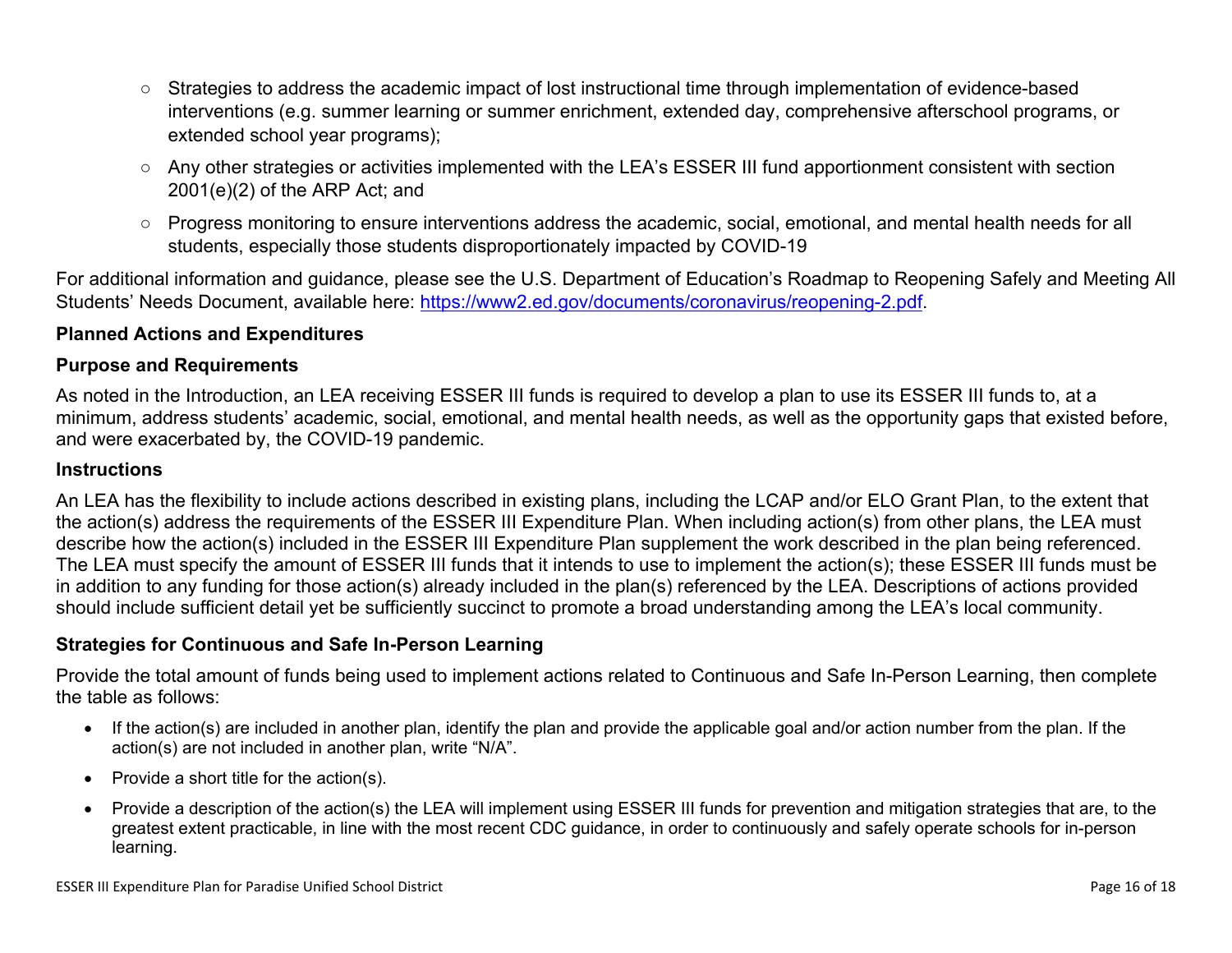- Strategies to address the academic impact of lost instructional time through implementation of evidence-based interventions (e.g. summer learning or summer enrichment, extended day, comprehensive afterschool programs, or extended school year programs);
- Any other strategies or activities implemented with the LEA's ESSER III fund apportionment consistent with section 2001(e)(2) of the ARP Act; and
- Progress monitoring to ensure interventions address the academic, social, emotional, and mental health needs for all students, especially those students disproportionately impacted by COVID-19

For additional information and guidance, please see the U.S. Department of Education's Roadmap to Reopening Safely and Meeting All Students' Needs Document, available here: https://www2.ed.gov/documents/coronavirus/reopening-2.pdf.

**Planned Actions and Expenditures**

**Purpose and Requirements**

As noted in the Introduction, an LEA receiving ESSER III funds is required to develop a plan to use its ESSER III funds to, at a minimum, address students' academic, social, emotional, and mental health needs, as well as the opportunity gaps that existed before, and were exacerbated by, the COVID-19 pandemic.

**Instructions**

An LEA has the flexibility to include actions described in existing plans, including the LCAP and/or ELO Grant Plan, to the extent that the action(s) address the requirements of the ESSER III Expenditure Plan. When including action(s) from other plans, the LEA must describe how the action(s) included in the ESSER III Expenditure Plan supplement the work described in the plan being referenced. The LEA must specify the amount of ESSER III funds that it intends to use to implement the action(s); these ESSER III funds must be in addition to any funding for those action(s) already included in the plan(s) referenced by the LEA. Descriptions of actions provided should include sufficient detail yet be sufficiently succinct to promote a broad understanding among the LEA's local community.

**Strategies for Continuous and Safe In-Person Learning**

Provide the total amount of funds being used to implement actions related to Continuous and Safe In-Person Learning, then complete the table as follows:

- If the action(s) are included in another plan, identify the plan and provide the applicable goal and/or action number from the plan. If the action(s) are not included in another plan, write "N/A".
- Provide a short title for the action(s).
- Provide a description of the action(s) the LEA will implement using ESSER III funds for prevention and mitigation strategies that are, to the greatest extent practicable, in line with the most recent CDC guidance, in order to continuously and safely operate schools for in-person learning.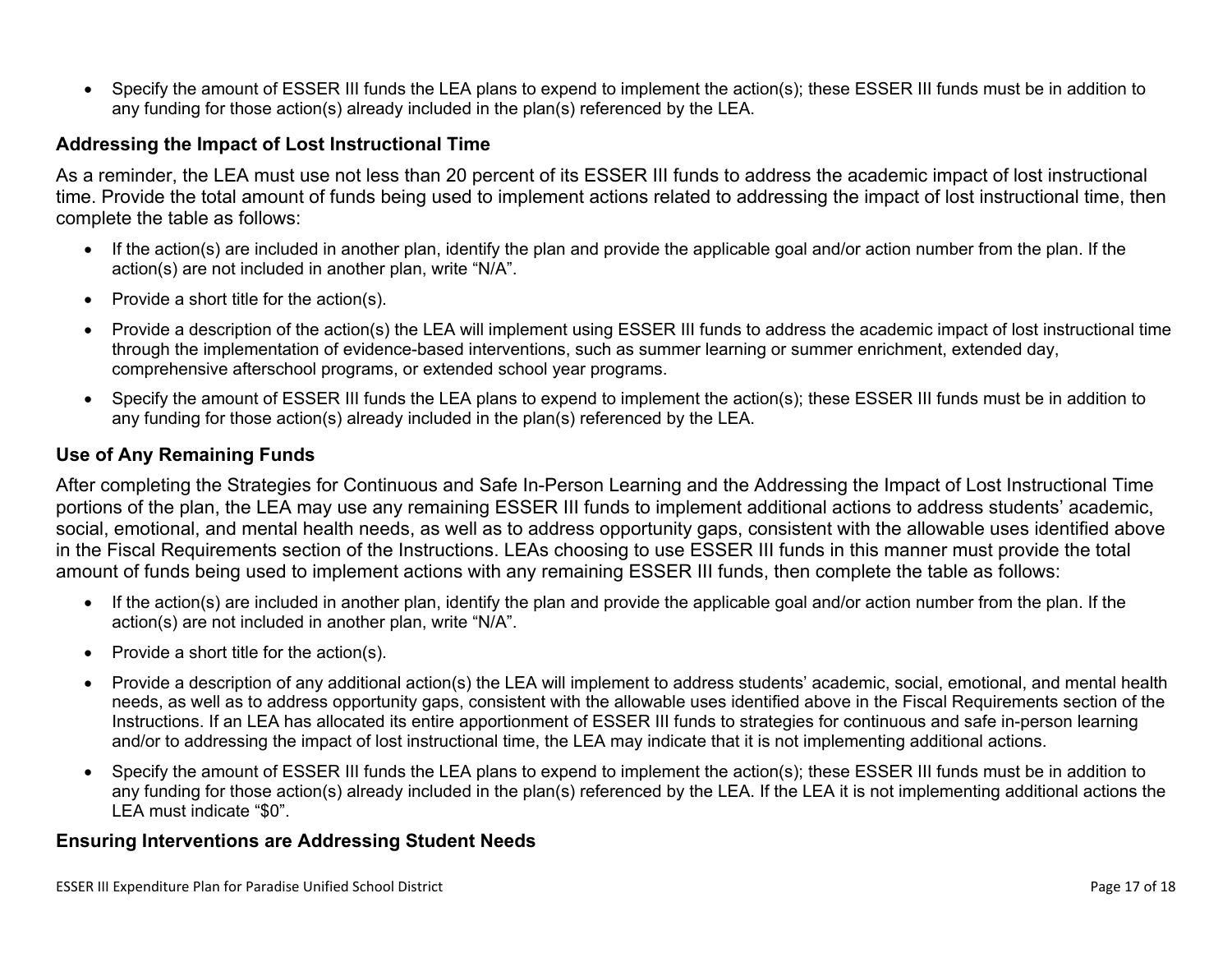- Specify the amount of ESSER III funds the LEA plans to expend to implement the action(s); these ESSER III funds must be in addition to any funding for those action(s) already included in the plan(s) referenced by the LEA.

### Addressing the Impact of Lost Instructional Time

As a reminder, the LEA must use not less than 20 percent of its ESSER III funds to address the academic impact of lost instructional time. Provide the total amount of funds being used to implement actions related to addressing the impact of lost instructional time, then complete the table as follows:

- If the action(s) are included in another plan, identify the plan and provide the applicable goal and/or action number from the plan. If the action(s) are not included in another plan, write "N/A".
- Provide a short title for the action(s).
- Provide a description of the action(s) the LEA will implement using ESSER III funds to address the academic impact of lost instructional time through the implementation of evidence-based interventions, such as summer learning or summer enrichment, extended day, comprehensive afterschool programs, or extended school year programs.
- Specify the amount of ESSER III funds the LEA plans to expend to implement the action(s); these ESSER III funds must be in addition to any funding for those action(s) already included in the plan(s) referenced by the LEA.

### Use of Any Remaining Funds

After completing the Strategies for Continuous and Safe In-Person Learning and the Addressing the Impact of Lost Instructional Time portions of the plan, the LEA may use any remaining ESSER III funds to implement additional actions to address students' academic, social, emotional, and mental health needs, as well as to address opportunity gaps, consistent with the allowable uses identified above in the Fiscal Requirements section of the Instructions. LEAs choosing to use ESSER III funds in this manner must provide the total amount of funds being used to implement actions with any remaining ESSER III funds, then complete the table as follows:

- If the action(s) are included in another plan, identify the plan and provide the applicable goal and/or action number from the plan. If the action(s) are not included in another plan, write "N/A".
- Provide a short title for the action(s).
- Provide a description of any additional action(s) the LEA will implement to address students' academic, social, emotional, and mental health needs, as well as to address opportunity gaps, consistent with the allowable uses identified above in the Fiscal Requirements section of the Instructions. If an LEA has allocated its entire apportionment of ESSER III funds to strategies for continuous and safe in-person learning and/or to addressing the impact of lost instructional time, the LEA may indicate that it is not implementing additional actions.
- Specify the amount of ESSER III funds the LEA plans to expend to implement the action(s); these ESSER III funds must be in addition to any funding for those action(s) already included in the plan(s) referenced by the LEA. If the LEA it is not implementing additional actions the LEA must indicate "$0".

### Ensuring Interventions are Addressing Student Needs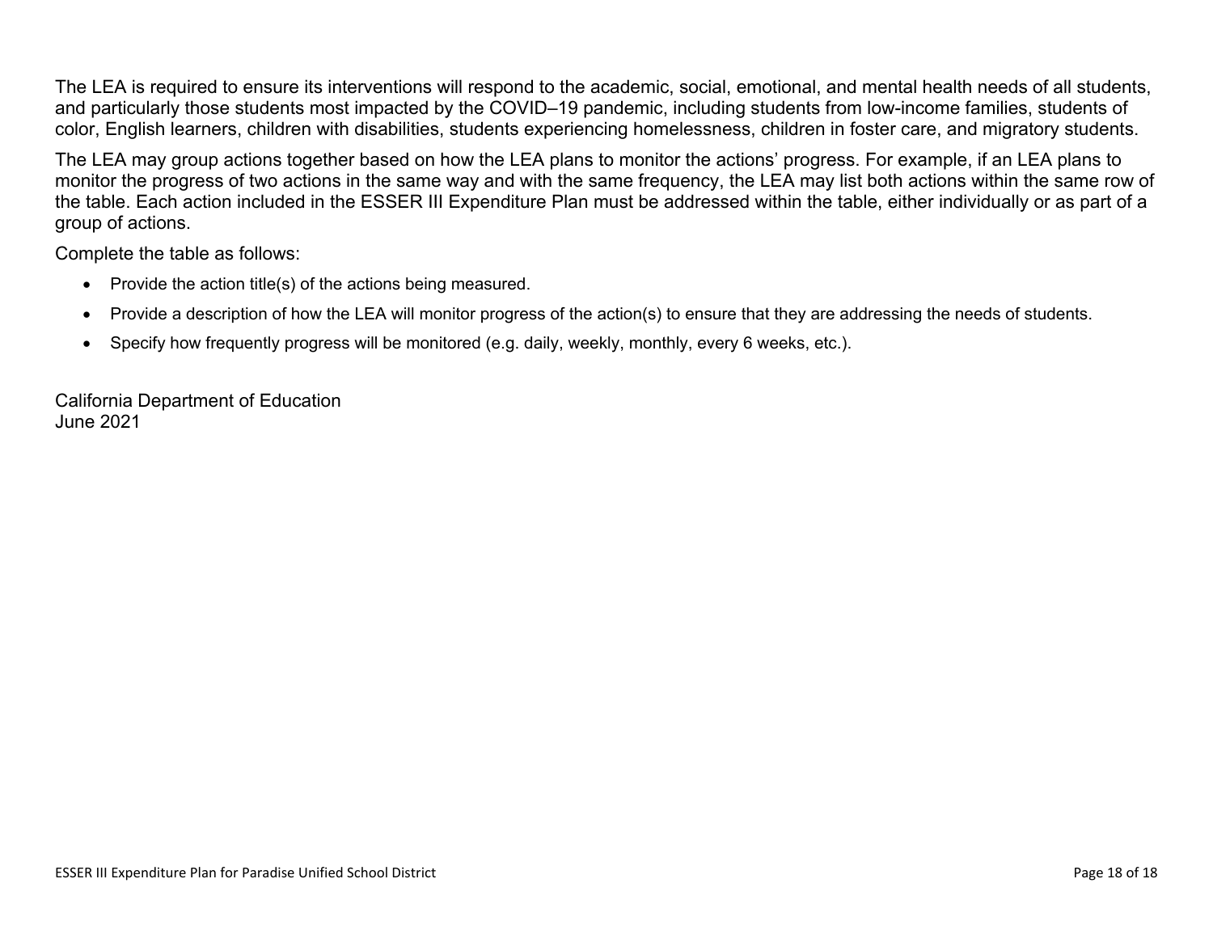The LEA is required to ensure its interventions will respond to the academic, social, emotional, and mental health needs of all students, and particularly those students most impacted by the COVID–19 pandemic, including students from low-income families, students of color, English learners, children with disabilities, students experiencing homelessness, children in foster care, and migratory students.

The LEA may group actions together based on how the LEA plans to monitor the actions' progress. For example, if an LEA plans to monitor the progress of two actions in the same way and with the same frequency, the LEA may list both actions within the same row of the table. Each action included in the ESSER III Expenditure Plan must be addressed within the table, either individually or as part of a group of actions.

Complete the table as follows:

- Provide the action title(s) of the actions being measured.
- Provide a description of how the LEA will monitor progress of the action(s) to ensure that they are addressing the needs of students.
- Specify how frequently progress will be monitored (e.g. daily, weekly, monthly, every 6 weeks, etc.).

California Department of Education
June 2021